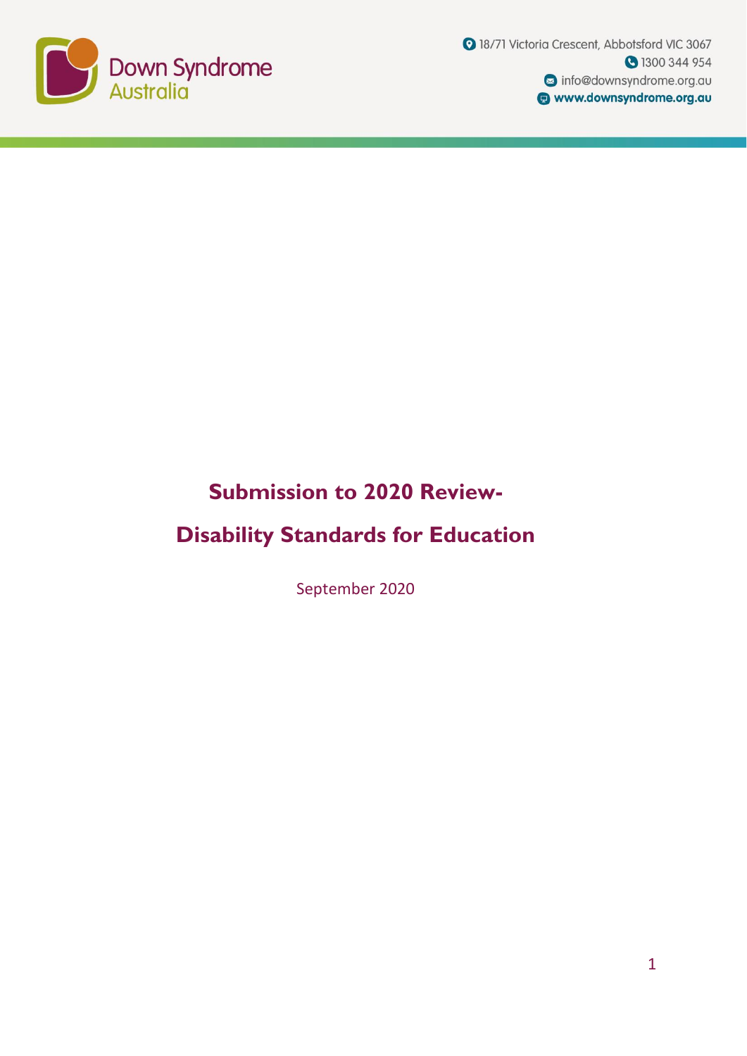Down Syndrome Australia

18/71 Victoria Crescent, Abbotsford VIC 3067
1300 344 954
info@downsyndrome.org.au
www.downsyndrome.org.au

# Submission to 2020 Review-

# Disability Standards for Education

September 2020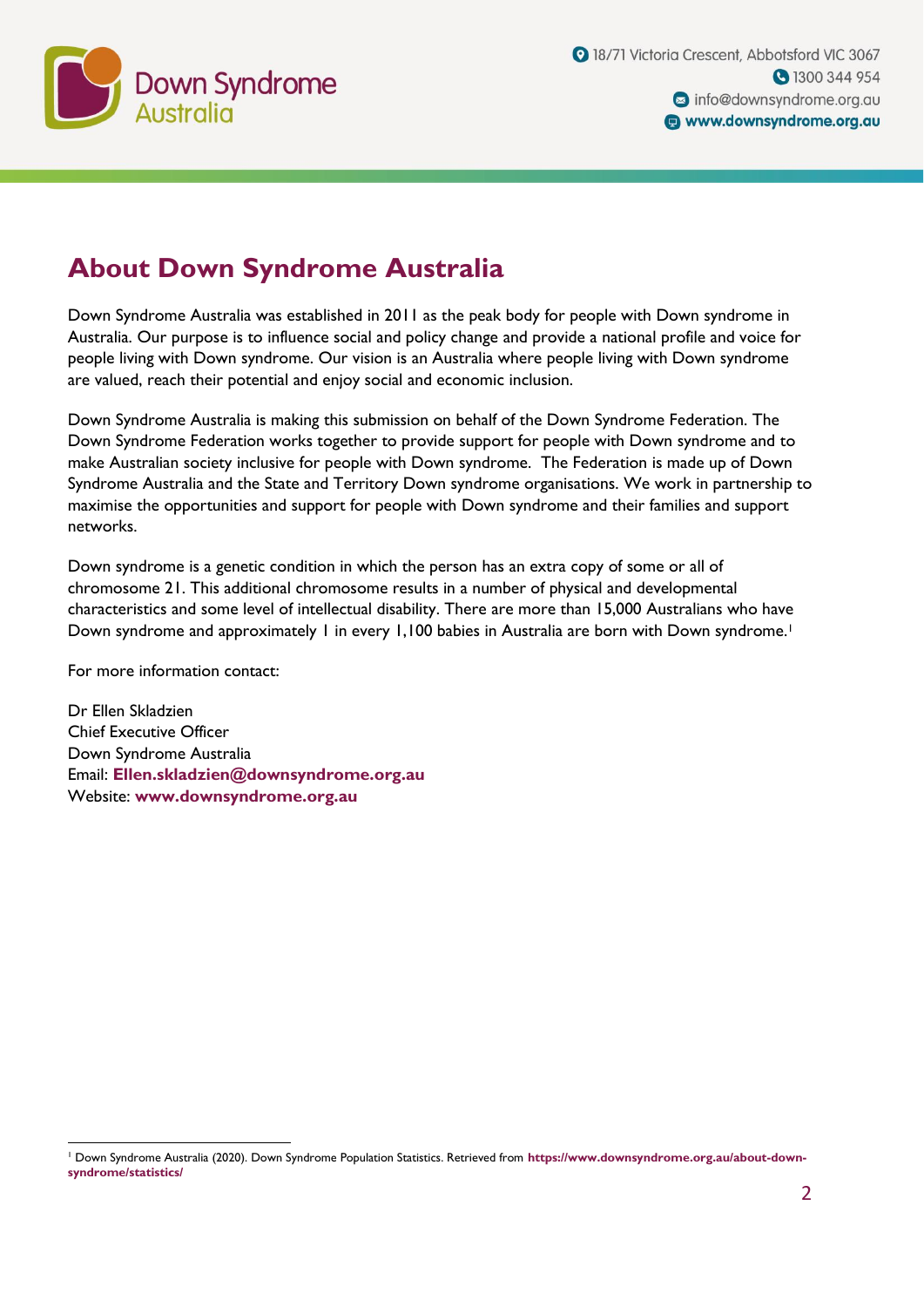# About Down Syndrome Australia

Down Syndrome Australia was established in 2011 as the peak body for people with Down syndrome in Australia. Our purpose is to influence social and policy change and provide a national profile and voice for people living with Down syndrome. Our vision is an Australia where people living with Down syndrome are valued, reach their potential and enjoy social and economic inclusion.

Down Syndrome Australia is making this submission on behalf of the Down Syndrome Federation. The Down Syndrome Federation works together to provide support for people with Down syndrome and to make Australian society inclusive for people with Down syndrome. The Federation is made up of Down Syndrome Australia and the State and Territory Down syndrome organisations. We work in partnership to maximise the opportunities and support for people with Down syndrome and their families and support networks.

Down syndrome is a genetic condition in which the person has an extra copy of some or all of chromosome 21. This additional chromosome results in a number of physical and developmental characteristics and some level of intellectual disability. There are more than 15,000 Australians who have Down syndrome and approximately 1 in every 1,100 babies in Australia are born with Down syndrome.[1]

For more information contact:

Dr Ellen Skladzien  
Chief Executive Officer  
Down Syndrome Australia  
Email: **Ellen.skladzien@downsyndrome.org.au**  
Website: **www.downsyndrome.org.au**

---

[1] Down Syndrome Australia (2020). Down Syndrome Population Statistics. Retrieved from **https://www.downsyndrome.org.au/about-down-syndrome/statistics/**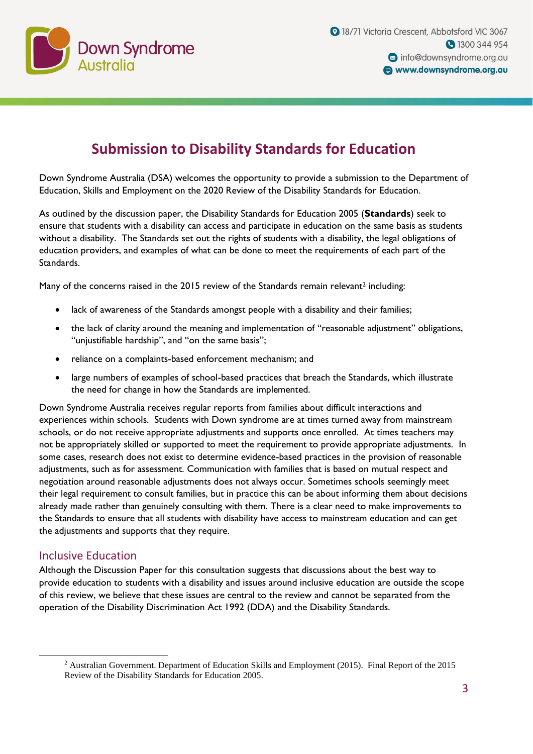# Submission to Disability Standards for Education

Down Syndrome Australia (DSA) welcomes the opportunity to provide a submission to the Department of Education, Skills and Employment on the 2020 Review of the Disability Standards for Education.

As outlined by the discussion paper, the Disability Standards for Education 2005 (**Standards**) seek to ensure that students with a disability can access and participate in education on the same basis as students without a disability. The Standards set out the rights of students with a disability, the legal obligations of education providers, and examples of what can be done to meet the requirements of each part of the Standards.

Many of the concerns raised in the 2015 review of the Standards remain relevant[2] including:

- lack of awareness of the Standards amongst people with a disability and their families;
- the lack of clarity around the meaning and implementation of "reasonable adjustment" obligations, "unjustifiable hardship", and "on the same basis";
- reliance on a complaints-based enforcement mechanism; and
- large numbers of examples of school-based practices that breach the Standards, which illustrate the need for change in how the Standards are implemented.

Down Syndrome Australia receives regular reports from families about difficult interactions and experiences within schools. Students with Down syndrome are at times turned away from mainstream schools, or do not receive appropriate adjustments and supports once enrolled. At times teachers may not be appropriately skilled or supported to meet the requirement to provide appropriate adjustments. In some cases, research does not exist to determine evidence-based practices in the provision of reasonable adjustments, such as for assessment. Communication with families that is based on mutual respect and negotiation around reasonable adjustments does not always occur. Sometimes schools seemingly meet their legal requirement to consult families, but in practice this can be about informing them about decisions already made rather than genuinely consulting with them. There is a clear need to make improvements to the Standards to ensure that all students with disability have access to mainstream education and can get the adjustments and supports that they require.

## Inclusive Education

Although the Discussion Paper for this consultation suggests that discussions about the best way to provide education to students with a disability and issues around inclusive education are outside the scope of this review, we believe that these issues are central to the review and cannot be separated from the operation of the Disability Discrimination Act 1992 (DDA) and the Disability Standards.

---

[2] Australian Government. Department of Education Skills and Employment (2015). Final Report of the 2015 Review of the Disability Standards for Education 2005.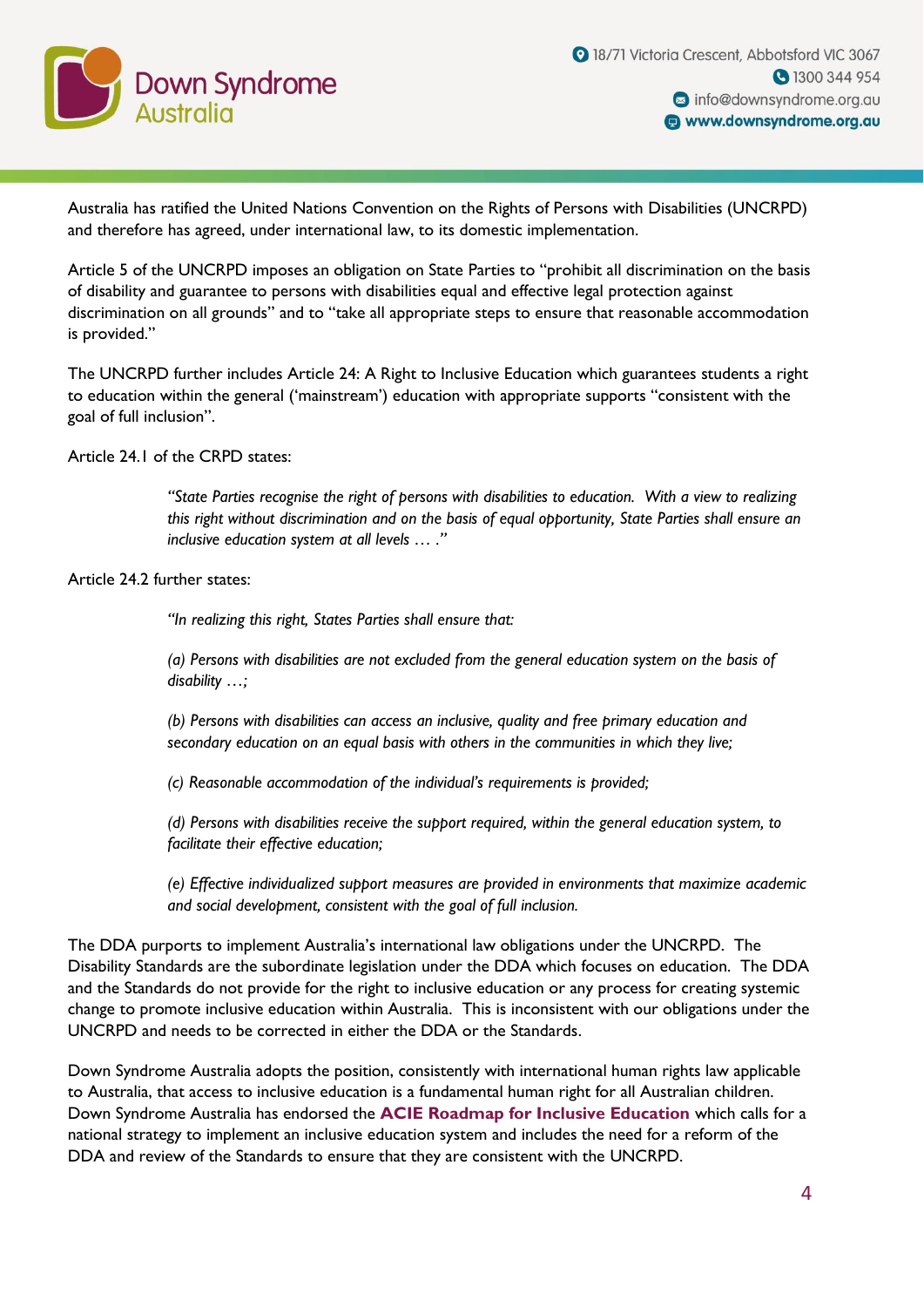Australia has ratified the United Nations Convention on the Rights of Persons with Disabilities (UNCRPD) and therefore has agreed, under international law, to its domestic implementation.

Article 5 of the UNCRPD imposes an obligation on State Parties to "prohibit all discrimination on the basis of disability and guarantee to persons with disabilities equal and effective legal protection against discrimination on all grounds" and to "take all appropriate steps to ensure that reasonable accommodation is provided."

The UNCRPD further includes Article 24: A Right to Inclusive Education which guarantees students a right to education within the general ('mainstream') education with appropriate supports "consistent with the goal of full inclusion".

Article 24.1 of the CRPD states:

> *"State Parties recognise the right of persons with disabilities to education. With a view to realizing this right without discrimination and on the basis of equal opportunity, State Parties shall ensure an inclusive education system at all levels … ."*

Article 24.2 further states:

> *"In realizing this right, States Parties shall ensure that:*
>
> *(a) Persons with disabilities are not excluded from the general education system on the basis of disability …;*
>
> *(b) Persons with disabilities can access an inclusive, quality and free primary education and secondary education on an equal basis with others in the communities in which they live;*
>
> *(c) Reasonable accommodation of the individual's requirements is provided;*
>
> *(d) Persons with disabilities receive the support required, within the general education system, to facilitate their effective education;*
>
> *(e) Effective individualized support measures are provided in environments that maximize academic and social development, consistent with the goal of full inclusion.*

The DDA purports to implement Australia's international law obligations under the UNCRPD. The Disability Standards are the subordinate legislation under the DDA which focuses on education. The DDA and the Standards do not provide for the right to inclusive education or any process for creating systemic change to promote inclusive education within Australia. This is inconsistent with our obligations under the UNCRPD and needs to be corrected in either the DDA or the Standards.

Down Syndrome Australia adopts the position, consistently with international human rights law applicable to Australia, that access to inclusive education is a fundamental human right for all Australian children. Down Syndrome Australia has endorsed the **ACIE Roadmap for Inclusive Education** which calls for a national strategy to implement an inclusive education system and includes the need for a reform of the DDA and review of the Standards to ensure that they are consistent with the UNCRPD.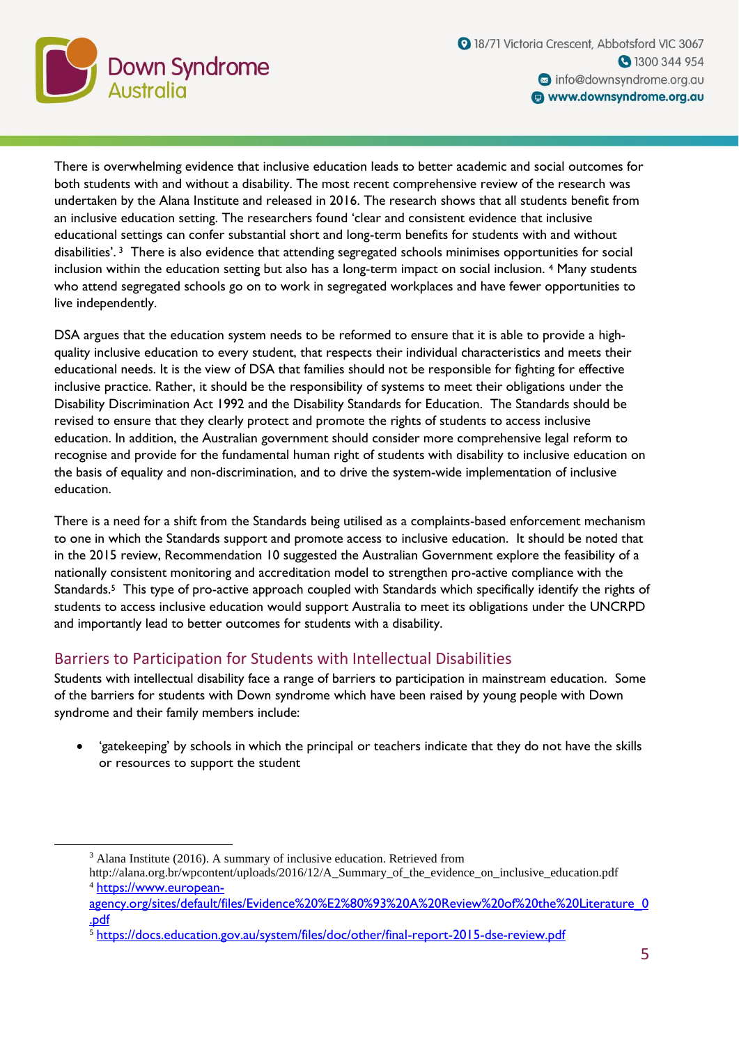There is overwhelming evidence that inclusive education leads to better academic and social outcomes for both students with and without a disability. The most recent comprehensive review of the research was undertaken by the Alana Institute and released in 2016. The research shows that all students benefit from an inclusive education setting. The researchers found 'clear and consistent evidence that inclusive educational settings can confer substantial short and long-term benefits for students with and without disabilities'.[3] There is also evidence that attending segregated schools minimises opportunities for social inclusion within the education setting but also has a long-term impact on social inclusion.[4] Many students who attend segregated schools go on to work in segregated workplaces and have fewer opportunities to live independently.

DSA argues that the education system needs to be reformed to ensure that it is able to provide a high-quality inclusive education to every student, that respects their individual characteristics and meets their educational needs. It is the view of DSA that families should not be responsible for fighting for effective inclusive practice. Rather, it should be the responsibility of systems to meet their obligations under the Disability Discrimination Act 1992 and the Disability Standards for Education. The Standards should be revised to ensure that they clearly protect and promote the rights of students to access inclusive education. In addition, the Australian government should consider more comprehensive legal reform to recognise and provide for the fundamental human right of students with disability to inclusive education on the basis of equality and non-discrimination, and to drive the system-wide implementation of inclusive education.

There is a need for a shift from the Standards being utilised as a complaints-based enforcement mechanism to one in which the Standards support and promote access to inclusive education. It should be noted that in the 2015 review, Recommendation 10 suggested the Australian Government explore the feasibility of a nationally consistent monitoring and accreditation model to strengthen pro-active compliance with the Standards.[5] This type of pro-active approach coupled with Standards which specifically identify the rights of students to access inclusive education would support Australia to meet its obligations under the UNCRPD and importantly lead to better outcomes for students with a disability.

## Barriers to Participation for Students with Intellectual Disabilities

Students with intellectual disability face a range of barriers to participation in mainstream education. Some of the barriers for students with Down syndrome which have been raised by young people with Down syndrome and their family members include:

- 'gatekeeping' by schools in which the principal or teachers indicate that they do not have the skills or resources to support the student

---

[3] Alana Institute (2016). A summary of inclusive education. Retrieved from http://alana.org.br/wpcontent/uploads/2016/12/A_Summary_of_the_evidence_on_inclusive_education.pdf

[4] https://www.european-agency.org/sites/default/files/Evidence%20%E2%80%93%20A%20Review%20of%20the%20Literature_0.pdf

[5] https://docs.education.gov.au/system/files/doc/other/final-report-2015-dse-review.pdf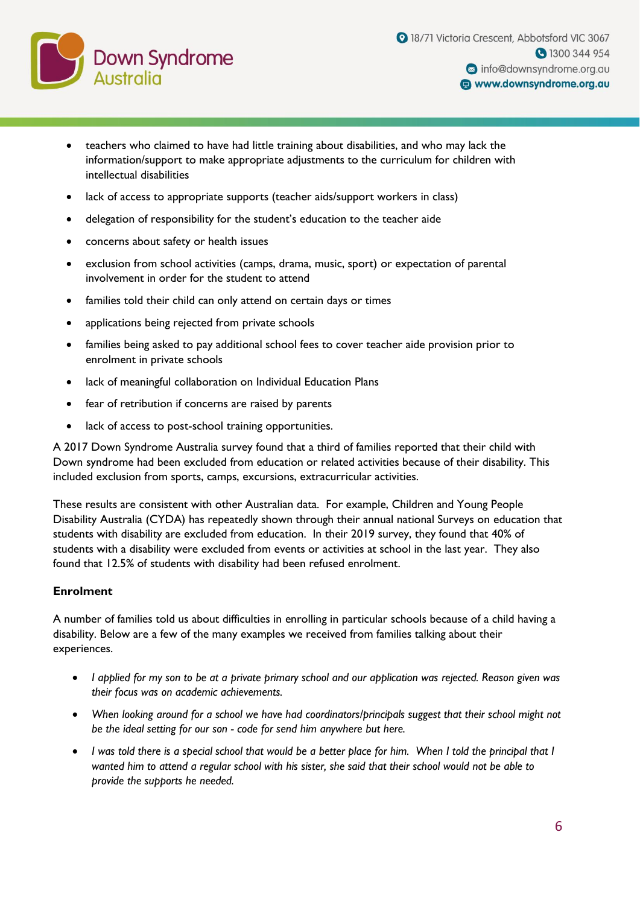- teachers who claimed to have had little training about disabilities, and who may lack the information/support to make appropriate adjustments to the curriculum for children with intellectual disabilities
- lack of access to appropriate supports (teacher aids/support workers in class)
- delegation of responsibility for the student's education to the teacher aide
- concerns about safety or health issues
- exclusion from school activities (camps, drama, music, sport) or expectation of parental involvement in order for the student to attend
- families told their child can only attend on certain days or times
- applications being rejected from private schools
- families being asked to pay additional school fees to cover teacher aide provision prior to enrolment in private schools
- lack of meaningful collaboration on Individual Education Plans
- fear of retribution if concerns are raised by parents
- lack of access to post-school training opportunities.

A 2017 Down Syndrome Australia survey found that a third of families reported that their child with Down syndrome had been excluded from education or related activities because of their disability. This included exclusion from sports, camps, excursions, extracurricular activities.

These results are consistent with other Australian data. For example, Children and Young People Disability Australia (CYDA) has repeatedly shown through their annual national Surveys on education that students with disability are excluded from education. In their 2019 survey, they found that 40% of students with a disability were excluded from events or activities at school in the last year. They also found that 12.5% of students with disability had been refused enrolment.

**Enrolment**

A number of families told us about difficulties in enrolling in particular schools because of a child having a disability. Below are a few of the many examples we received from families talking about their experiences.

- *I applied for my son to be at a private primary school and our application was rejected. Reason given was their focus was on academic achievements.*
- *When looking around for a school we have had coordinators/principals suggest that their school might not be the ideal setting for our son - code for send him anywhere but here.*
- *I was told there is a special school that would be a better place for him. When I told the principal that I wanted him to attend a regular school with his sister, she said that their school would not be able to provide the supports he needed.*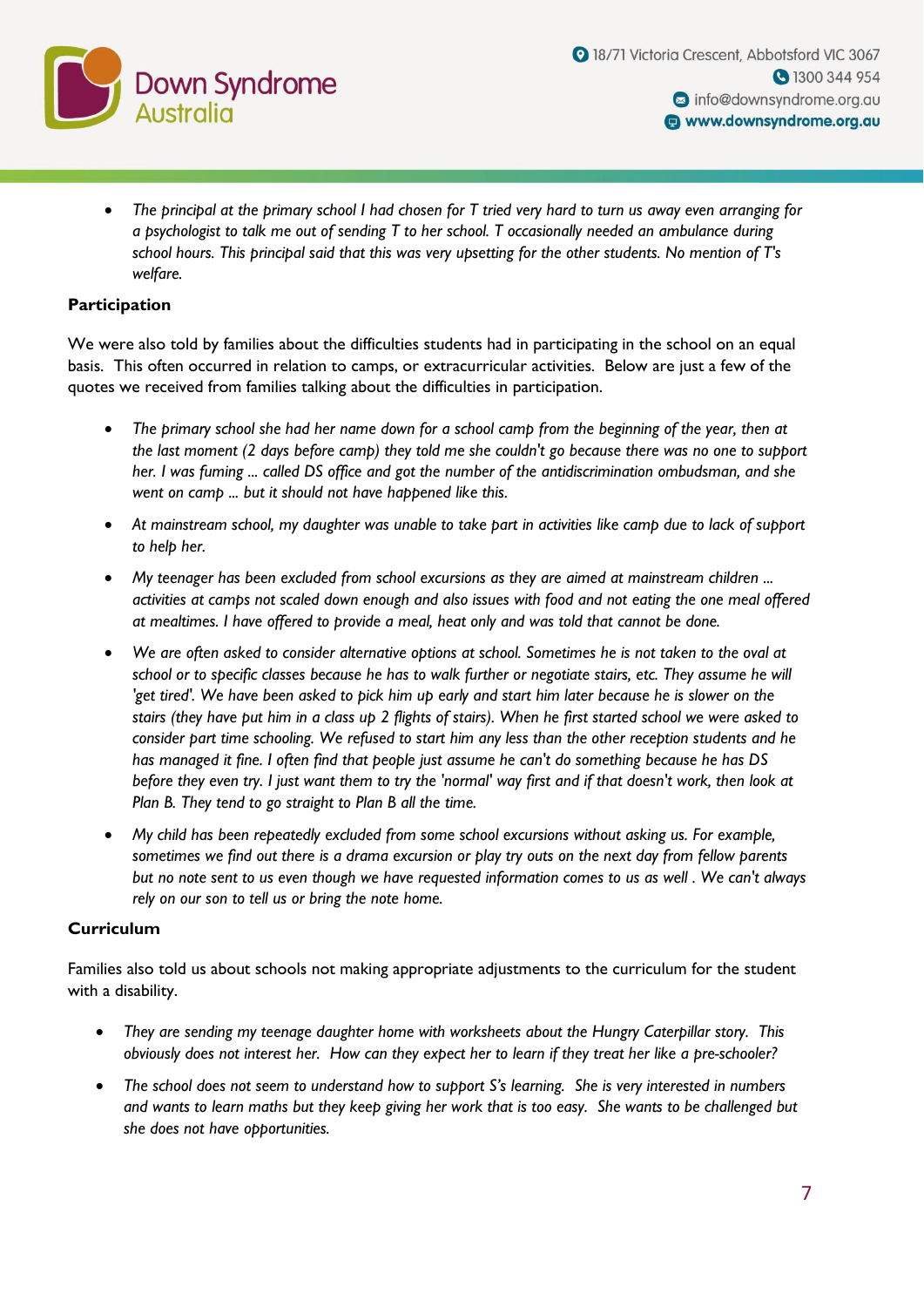- *The principal at the primary school I had chosen for T tried very hard to turn us away even arranging for a psychologist to talk me out of sending T to her school. T occasionally needed an ambulance during school hours. This principal said that this was very upsetting for the other students. No mention of T's welfare.*

**Participation**

We were also told by families about the difficulties students had in participating in the school on an equal basis. This often occurred in relation to camps, or extracurricular activities. Below are just a few of the quotes we received from families talking about the difficulties in participation.

- *The primary school she had her name down for a school camp from the beginning of the year, then at the last moment (2 days before camp) they told me she couldn't go because there was no one to support her. I was fuming ... called DS office and got the number of the antidiscrimination ombudsman, and she went on camp ... but it should not have happened like this.*
- *At mainstream school, my daughter was unable to take part in activities like camp due to lack of support to help her.*
- *My teenager has been excluded from school excursions as they are aimed at mainstream children ... activities at camps not scaled down enough and also issues with food and not eating the one meal offered at mealtimes. I have offered to provide a meal, heat only and was told that cannot be done.*
- *We are often asked to consider alternative options at school. Sometimes he is not taken to the oval at school or to specific classes because he has to walk further or negotiate stairs, etc. They assume he will 'get tired'. We have been asked to pick him up early and start him later because he is slower on the stairs (they have put him in a class up 2 flights of stairs). When he first started school we were asked to consider part time schooling. We refused to start him any less than the other reception students and he has managed it fine. I often find that people just assume he can't do something because he has DS before they even try. I just want them to try the 'normal' way first and if that doesn't work, then look at Plan B. They tend to go straight to Plan B all the time.*
- *My child has been repeatedly excluded from some school excursions without asking us. For example, sometimes we find out there is a drama excursion or play try outs on the next day from fellow parents but no note sent to us even though we have requested information comes to us as well . We can't always rely on our son to tell us or bring the note home.*

**Curriculum**

Families also told us about schools not making appropriate adjustments to the curriculum for the student with a disability.

- *They are sending my teenage daughter home with worksheets about the Hungry Caterpillar story. This obviously does not interest her. How can they expect her to learn if they treat her like a pre-schooler?*
- *The school does not seem to understand how to support S's learning. She is very interested in numbers and wants to learn maths but they keep giving her work that is too easy. She wants to be challenged but she does not have opportunities.*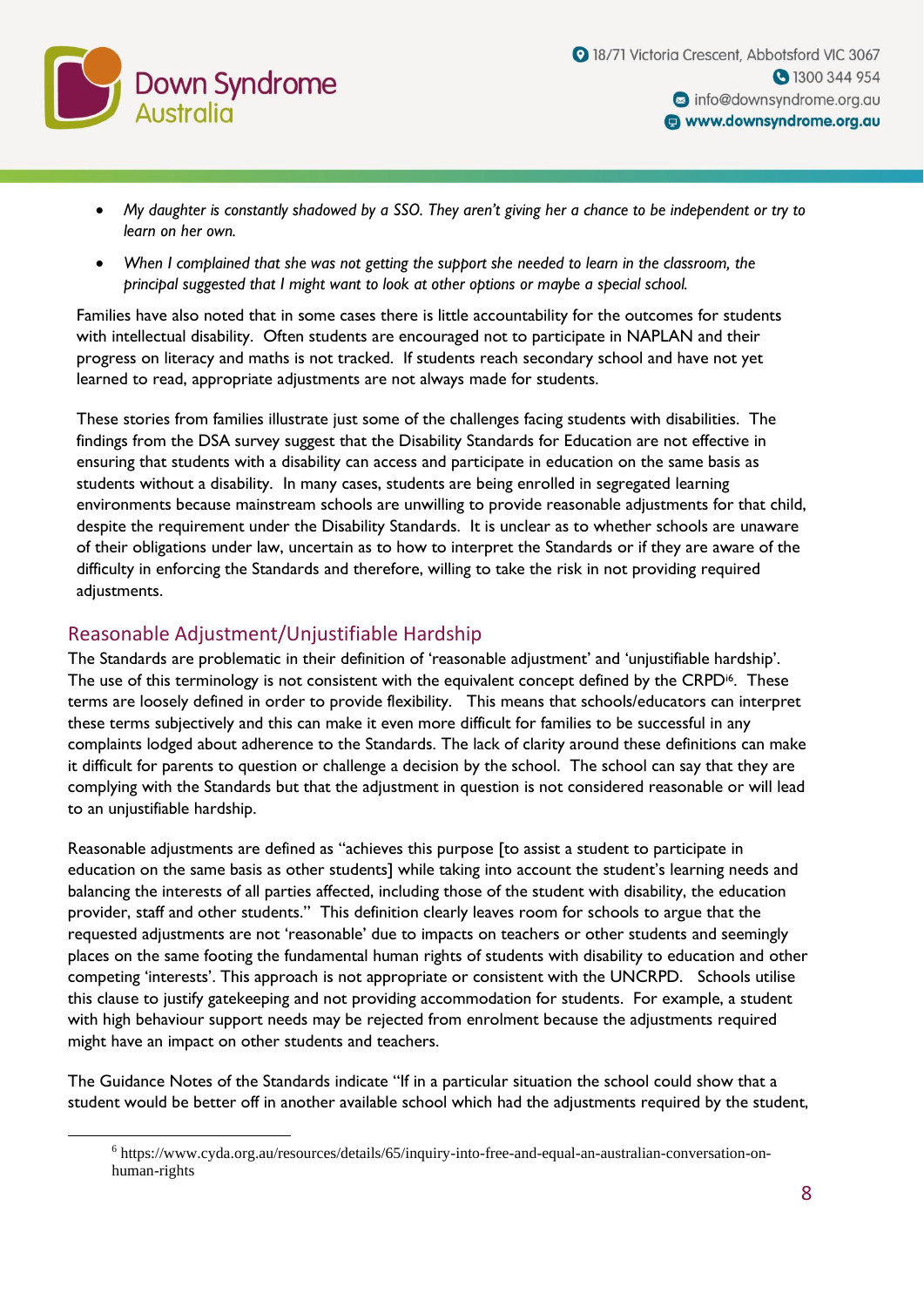- *My daughter is constantly shadowed by a SSO. They aren't giving her a chance to be independent or try to learn on her own.*
- *When I complained that she was not getting the support she needed to learn in the classroom, the principal suggested that I might want to look at other options or maybe a special school.*

Families have also noted that in some cases there is little accountability for the outcomes for students with intellectual disability. Often students are encouraged not to participate in NAPLAN and their progress on literacy and maths is not tracked. If students reach secondary school and have not yet learned to read, appropriate adjustments are not always made for students.

These stories from families illustrate just some of the challenges facing students with disabilities. The findings from the DSA survey suggest that the Disability Standards for Education are not effective in ensuring that students with a disability can access and participate in education on the same basis as students without a disability. In many cases, students are being enrolled in segregated learning environments because mainstream schools are unwilling to provide reasonable adjustments for that child, despite the requirement under the Disability Standards. It is unclear as to whether schools are unaware of their obligations under law, uncertain as to how to interpret the Standards or if they are aware of the difficulty in enforcing the Standards and therefore, willing to take the risk in not providing required adjustments.

## Reasonable Adjustment/Unjustifiable Hardship

The Standards are problematic in their definition of 'reasonable adjustment' and 'unjustifiable hardship'. The use of this terminology is not consistent with the equivalent concept defined by the CRPD[i6]. These terms are loosely defined in order to provide flexibility. This means that schools/educators can interpret these terms subjectively and this can make it even more difficult for families to be successful in any complaints lodged about adherence to the Standards. The lack of clarity around these definitions can make it difficult for parents to question or challenge a decision by the school. The school can say that they are complying with the Standards but that the adjustment in question is not considered reasonable or will lead to an unjustifiable hardship.

Reasonable adjustments are defined as "achieves this purpose [to assist a student to participate in education on the same basis as other students] while taking into account the student's learning needs and balancing the interests of all parties affected, including those of the student with disability, the education provider, staff and other students." This definition clearly leaves room for schools to argue that the requested adjustments are not 'reasonable' due to impacts on teachers or other students and seemingly places on the same footing the fundamental human rights of students with disability to education and other competing 'interests'. This approach is not appropriate or consistent with the UNCRPD. Schools utilise this clause to justify gatekeeping and not providing accommodation for students. For example, a student with high behaviour support needs may be rejected from enrolment because the adjustments required might have an impact on other students and teachers.

The Guidance Notes of the Standards indicate "If in a particular situation the school could show that a student would be better off in another available school which had the adjustments required by the student,

---

[6] https://www.cyda.org.au/resources/details/65/inquiry-into-free-and-equal-an-australian-conversation-on-human-rights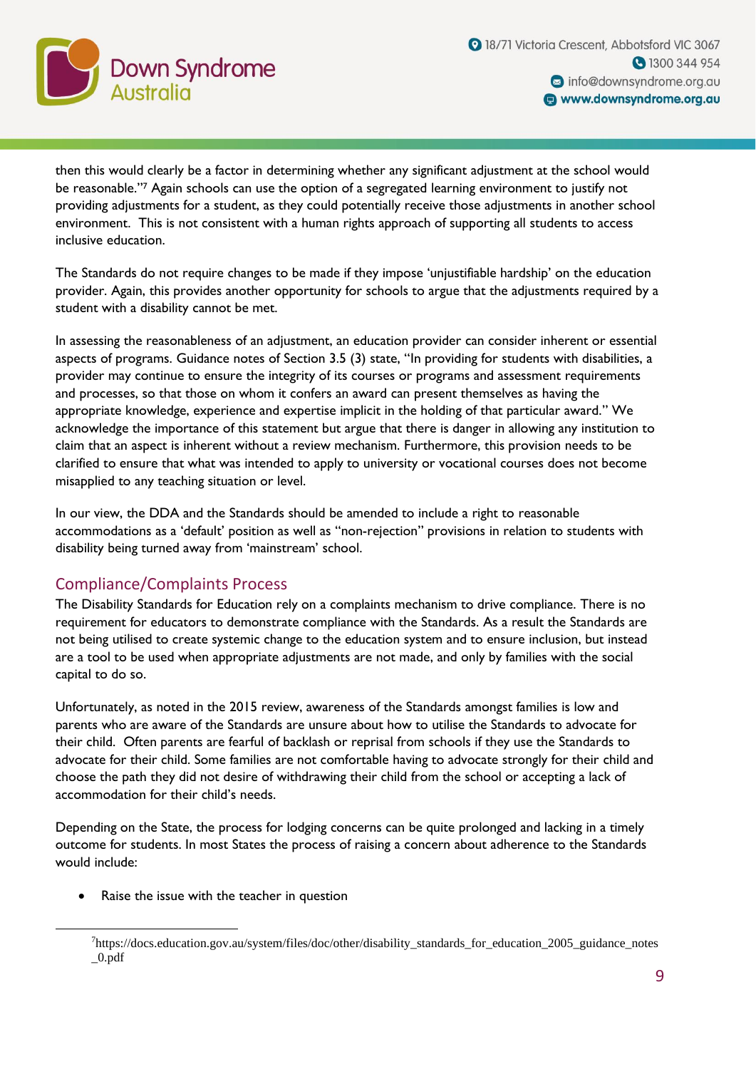then this would clearly be a factor in determining whether any significant adjustment at the school would be reasonable."[7] Again schools can use the option of a segregated learning environment to justify not providing adjustments for a student, as they could potentially receive those adjustments in another school environment. This is not consistent with a human rights approach of supporting all students to access inclusive education.

The Standards do not require changes to be made if they impose 'unjustifiable hardship' on the education provider. Again, this provides another opportunity for schools to argue that the adjustments required by a student with a disability cannot be met.

In assessing the reasonableness of an adjustment, an education provider can consider inherent or essential aspects of programs. Guidance notes of Section 3.5 (3) state, "In providing for students with disabilities, a provider may continue to ensure the integrity of its courses or programs and assessment requirements and processes, so that those on whom it confers an award can present themselves as having the appropriate knowledge, experience and expertise implicit in the holding of that particular award." We acknowledge the importance of this statement but argue that there is danger in allowing any institution to claim that an aspect is inherent without a review mechanism. Furthermore, this provision needs to be clarified to ensure that what was intended to apply to university or vocational courses does not become misapplied to any teaching situation or level.

In our view, the DDA and the Standards should be amended to include a right to reasonable accommodations as a 'default' position as well as "non-rejection" provisions in relation to students with disability being turned away from 'mainstream' school.

## Compliance/Complaints Process

The Disability Standards for Education rely on a complaints mechanism to drive compliance. There is no requirement for educators to demonstrate compliance with the Standards. As a result the Standards are not being utilised to create systemic change to the education system and to ensure inclusion, but instead are a tool to be used when appropriate adjustments are not made, and only by families with the social capital to do so.

Unfortunately, as noted in the 2015 review, awareness of the Standards amongst families is low and parents who are aware of the Standards are unsure about how to utilise the Standards to advocate for their child. Often parents are fearful of backlash or reprisal from schools if they use the Standards to advocate for their child. Some families are not comfortable having to advocate strongly for their child and choose the path they did not desire of withdrawing their child from the school or accepting a lack of accommodation for their child's needs.

Depending on the State, the process for lodging concerns can be quite prolonged and lacking in a timely outcome for students. In most States the process of raising a concern about adherence to the Standards would include:

- Raise the issue with the teacher in question

---

[7] https://docs.education.gov.au/system/files/doc/other/disability_standards_for_education_2005_guidance_notes_0.pdf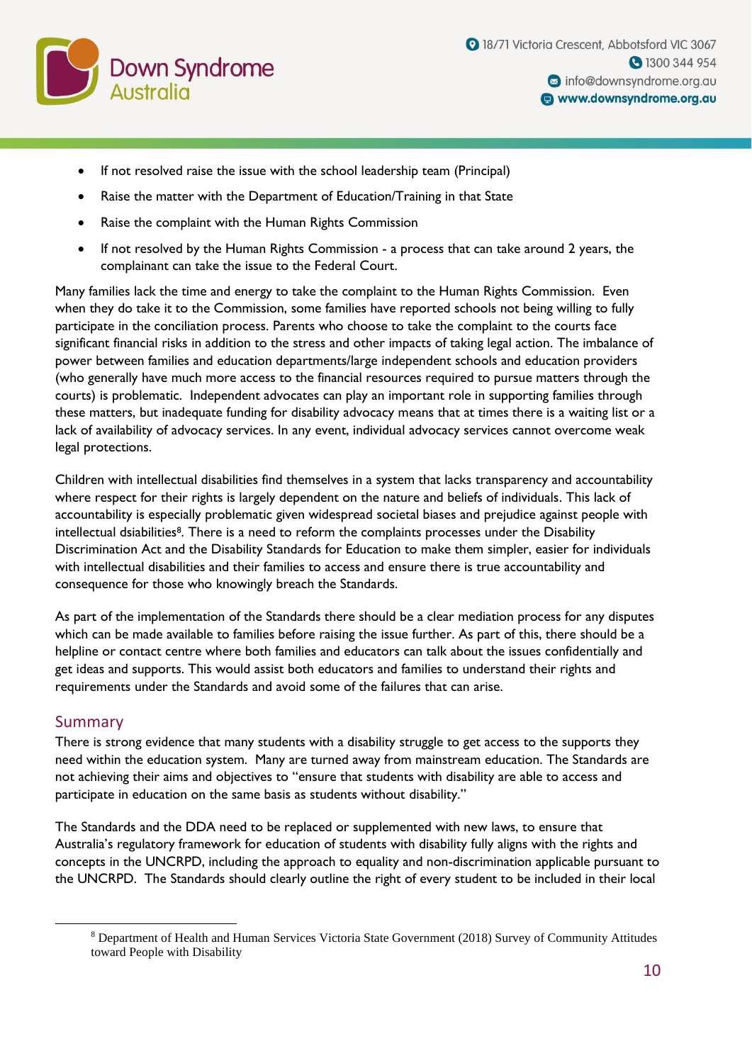- If not resolved raise the issue with the school leadership team (Principal)
- Raise the matter with the Department of Education/Training in that State
- Raise the complaint with the Human Rights Commission
- If not resolved by the Human Rights Commission - a process that can take around 2 years, the complainant can take the issue to the Federal Court.

Many families lack the time and energy to take the complaint to the Human Rights Commission. Even when they do take it to the Commission, some families have reported schools not being willing to fully participate in the conciliation process. Parents who choose to take the complaint to the courts face significant financial risks in addition to the stress and other impacts of taking legal action. The imbalance of power between families and education departments/large independent schools and education providers (who generally have much more access to the financial resources required to pursue matters through the courts) is problematic. Independent advocates can play an important role in supporting families through these matters, but inadequate funding for disability advocacy means that at times there is a waiting list or a lack of availability of advocacy services. In any event, individual advocacy services cannot overcome weak legal protections.

Children with intellectual disabilities find themselves in a system that lacks transparency and accountability where respect for their rights is largely dependent on the nature and beliefs of individuals. This lack of accountability is especially problematic given widespread societal biases and prejudice against people with intellectual dsiabilities[8]. There is a need to reform the complaints processes under the Disability Discrimination Act and the Disability Standards for Education to make them simpler, easier for individuals with intellectual disabilities and their families to access and ensure there is true accountability and consequence for those who knowingly breach the Standards.

As part of the implementation of the Standards there should be a clear mediation process for any disputes which can be made available to families before raising the issue further. As part of this, there should be a helpline or contact centre where both families and educators can talk about the issues confidentially and get ideas and supports. This would assist both educators and families to understand their rights and requirements under the Standards and avoid some of the failures that can arise.

## Summary

There is strong evidence that many students with a disability struggle to get access to the supports they need within the education system. Many are turned away from mainstream education. The Standards are not achieving their aims and objectives to "ensure that students with disability are able to access and participate in education on the same basis as students without disability."

The Standards and the DDA need to be replaced or supplemented with new laws, to ensure that Australia's regulatory framework for education of students with disability fully aligns with the rights and concepts in the UNCRPD, including the approach to equality and non-discrimination applicable pursuant to the UNCRPD. The Standards should clearly outline the right of every student to be included in their local

---

[8] Department of Health and Human Services Victoria State Government (2018) Survey of Community Attitudes toward People with Disability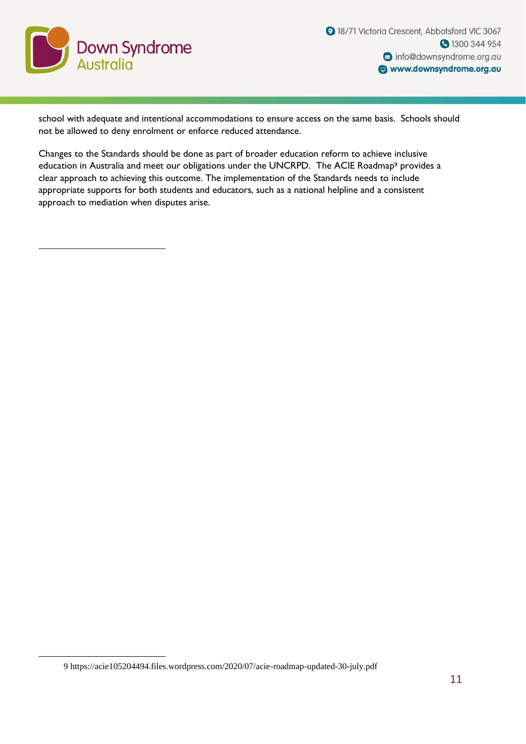school with adequate and intentional accommodations to ensure access on the same basis. Schools should not be allowed to deny enrolment or enforce reduced attendance.

Changes to the Standards should be done as part of broader education reform to achieve inclusive education in Australia and meet our obligations under the UNCRPD. The ACIE Roadmap[9] provides a clear approach to achieving this outcome. The implementation of the Standards needs to include appropriate supports for both students and educators, such as a national helpline and a consistent approach to mediation when disputes arise.

9 https://acie105204494.files.wordpress.com/2020/07/acie-roadmap-updated-30-july.pdf